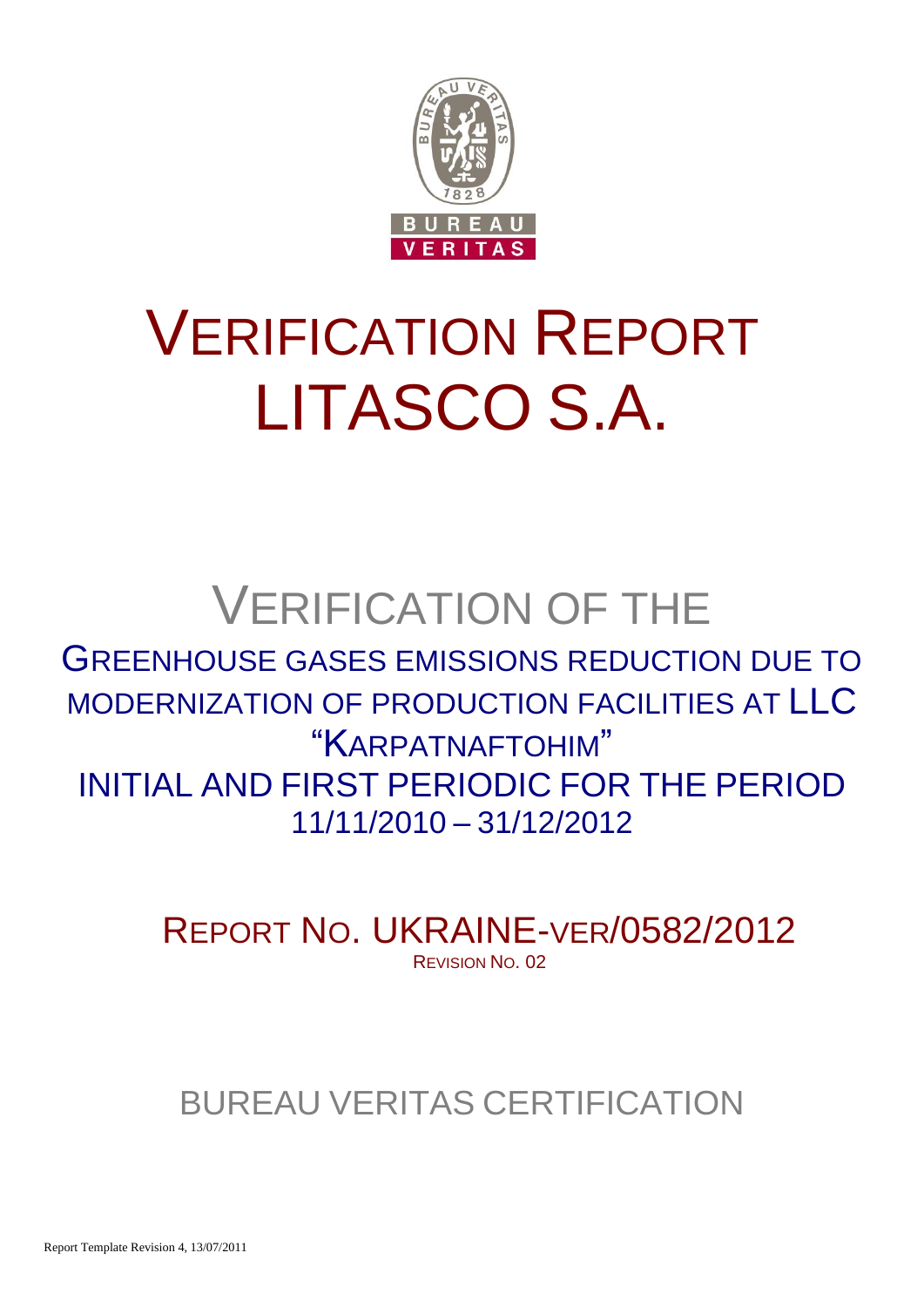# VERIFICATION REPORT LITASCO S.A.

## VERIFICATION OF THE

GREENHOUSE GASES EMISSIONS REDUCTION DUE TO MODERNIZATION OF PRODUCTION FACILITIES AT LLC "KARPATNAFTOHIM"

INITIAL AND FIRST PERIODIC FOR THE PERIOD 11/11/2010 – 31/12/2012

REPORT NO. UKRAINE-VER/0582/2012

REVISION NO. 02

BUREAU VERITAS CERTIFICATION

Report Template Revision 4, 13/07/2011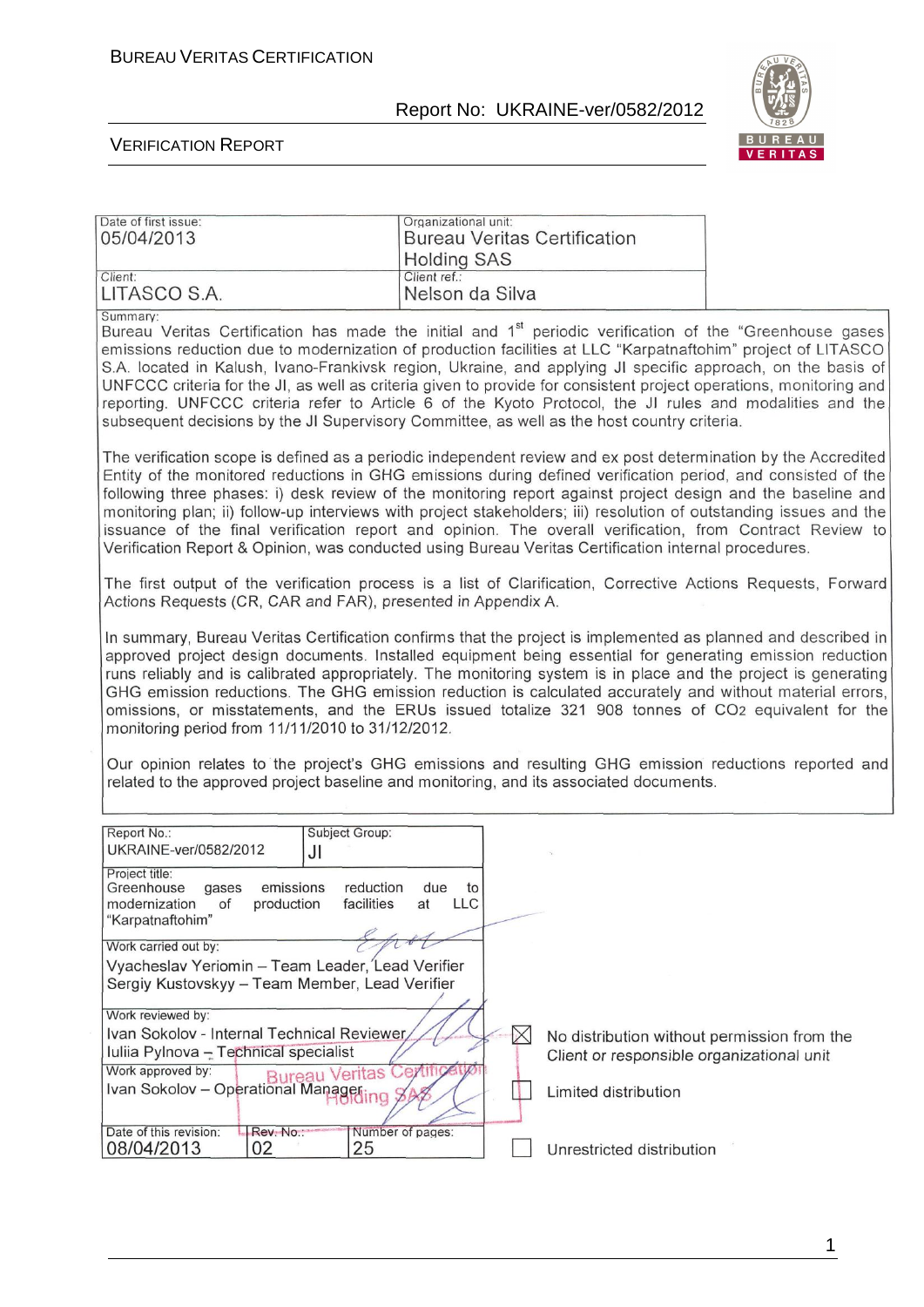| Date of first issue: 05/04/2013 | Organizational unit: Bureau Veritas Certification Holding SAS |
|---|---|
| Client: LITASCO S.A. | Client ref.: Nelson da Silva |

Summary:

Bureau Veritas Certification has made the initial and 1st periodic verification of the "Greenhouse gases emissions reduction due to modernization of production facilities at LLC "Karpatnaftohim" project of LITASCO S.A. located in Kalush, Ivano-Frankivsk region, Ukraine, and applying JI specific approach, on the basis of UNFCCC criteria for the JI, as well as criteria given to provide for consistent project operations, monitoring and reporting. UNFCCC criteria refer to Article 6 of the Kyoto Protocol, the JI rules and modalities and the subsequent decisions by the JI Supervisory Committee, as well as the host country criteria.

The verification scope is defined as a periodic independent review and ex post determination by the Accredited Entity of the monitored reductions in GHG emissions during defined verification period, and consisted of the following three phases: i) desk review of the monitoring report against project design and the baseline and monitoring plan; ii) follow-up interviews with project stakeholders; iii) resolution of outstanding issues and the issuance of the final verification report and opinion. The overall verification, from Contract Review to Verification Report & Opinion, was conducted using Bureau Veritas Certification internal procedures.

The first output of the verification process is a list of Clarification, Corrective Actions Requests, Forward Actions Requests (CR, CAR and FAR), presented in Appendix A.

In summary, Bureau Veritas Certification confirms that the project is implemented as planned and described in approved project design documents. Installed equipment being essential for generating emission reduction runs reliably and is calibrated appropriately. The monitoring system is in place and the project is generating GHG emission reductions. The GHG emission reduction is calculated accurately and without material errors, omissions, or misstatements, and the ERUs issued totalize 321 908 tonnes of $CO_2$ equivalent for the monitoring period from 11/11/2010 to 31/12/2012.

Our opinion relates to the project's GHG emissions and resulting GHG emission reductions reported and related to the approved project baseline and monitoring, and its associated documents.

| Report No.: UKRAINE-ver/0582/2012 | | Subject Group: JI |
|---|---|---|
| Project title: Greenhouse gases emissions reduction due to modernization of production facilities at LLC "Karpatnaftohim" | | |
| Work carried out by: Vyacheslav Yeriomin – Team Leader, Lead Verifier; Sergiy Kustovskyy – Team Member, Lead Verifier | | |
| Work reviewed by: Ivan Sokolov - Internal Technical Reviewer; Iuliia Pylnova – Technical specialist | | |
| Work approved by: Ivan Sokolov – Operational Manager | | |
| Date of this revision: 08/04/2013 | Rev. No.: 02 | Number of pages: 25 |

- [x] No distribution without permission from the Client or responsible organizational unit
- [ ] Limited distribution
- [ ] Unrestricted distribution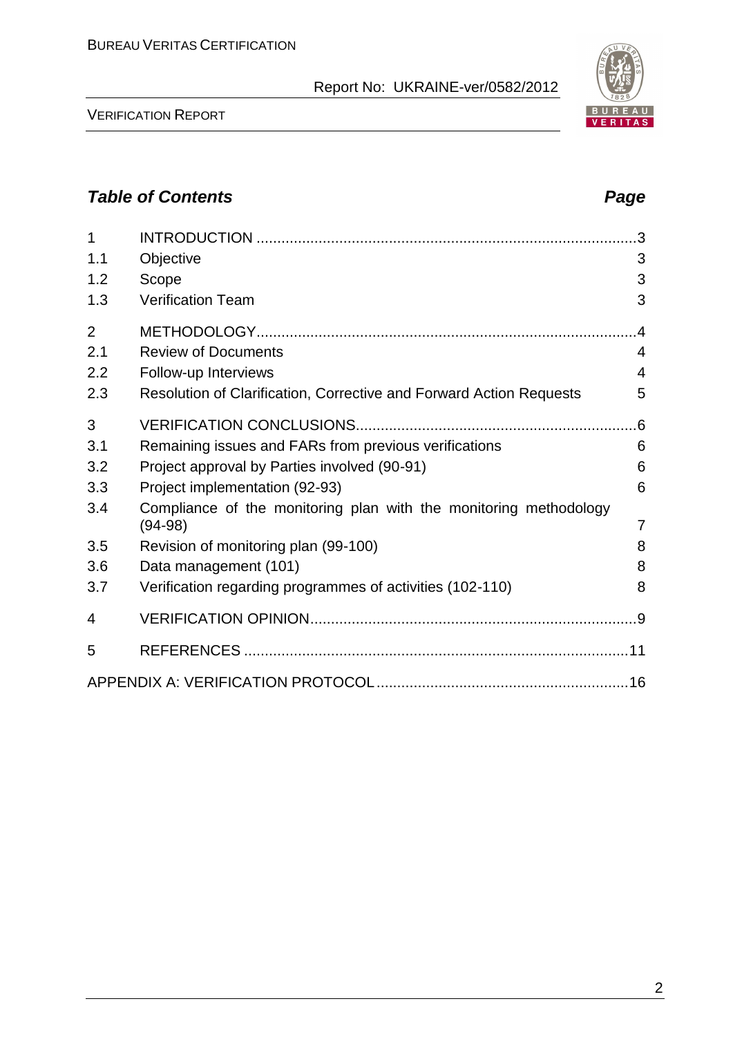## *Table of Contents* *Page*

| | | |
|---|---|---|
| 1 | INTRODUCTION | 3 |
| 1.1 | Objective | 3 |
| 1.2 | Scope | 3 |
| 1.3 | Verification Team | 3 |
| 2 | METHODOLOGY | 4 |
| 2.1 | Review of Documents | 4 |
| 2.2 | Follow-up Interviews | 4 |
| 2.3 | Resolution of Clarification, Corrective and Forward Action Requests | 5 |
| 3 | VERIFICATION CONCLUSIONS | 6 |
| 3.1 | Remaining issues and FARs from previous verifications | 6 |
| 3.2 | Project approval by Parties involved (90-91) | 6 |
| 3.3 | Project implementation (92-93) | 6 |
| 3.4 | Compliance of the monitoring plan with the monitoring methodology (94-98) | 7 |
| 3.5 | Revision of monitoring plan (99-100) | 8 |
| 3.6 | Data management (101) | 8 |
| 3.7 | Verification regarding programmes of activities (102-110) | 8 |
| 4 | VERIFICATION OPINION | 9 |
| 5 | REFERENCES | 11 |
| | APPENDIX A: VERIFICATION PROTOCOL | 16 |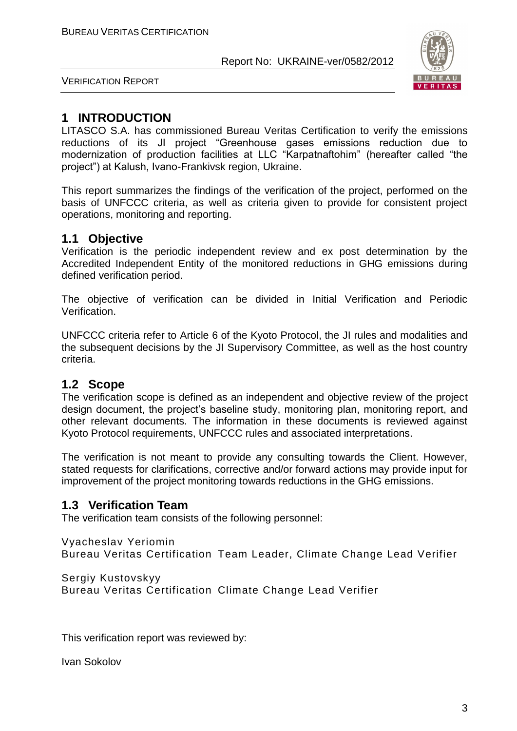# 1 INTRODUCTION

LITASCO S.A. has commissioned Bureau Veritas Certification to verify the emissions reductions of its JI project "Greenhouse gases emissions reduction due to modernization of production facilities at LLC "Karpatnaftohim" (hereafter called "the project") at Kalush, Ivano-Frankivsk region, Ukraine.

This report summarizes the findings of the verification of the project, performed on the basis of UNFCCC criteria, as well as criteria given to provide for consistent project operations, monitoring and reporting.

## 1.1 Objective

Verification is the periodic independent review and ex post determination by the Accredited Independent Entity of the monitored reductions in GHG emissions during defined verification period.

The objective of verification can be divided in Initial Verification and Periodic Verification.

UNFCCC criteria refer to Article 6 of the Kyoto Protocol, the JI rules and modalities and the subsequent decisions by the JI Supervisory Committee, as well as the host country criteria.

## 1.2 Scope

The verification scope is defined as an independent and objective review of the project design document, the project's baseline study, monitoring plan, monitoring report, and other relevant documents. The information in these documents is reviewed against Kyoto Protocol requirements, UNFCCC rules and associated interpretations.

The verification is not meant to provide any consulting towards the Client. However, stated requests for clarifications, corrective and/or forward actions may provide input for improvement of the project monitoring towards reductions in the GHG emissions.

## 1.3 Verification Team

The verification team consists of the following personnel:

Vyacheslav Yeriomin
Bureau Veritas Certification Team Leader, Climate Change Lead Verifier

Sergiy Kustovskyy
Bureau Veritas Certification Climate Change Lead Verifier

This verification report was reviewed by:

Ivan Sokolov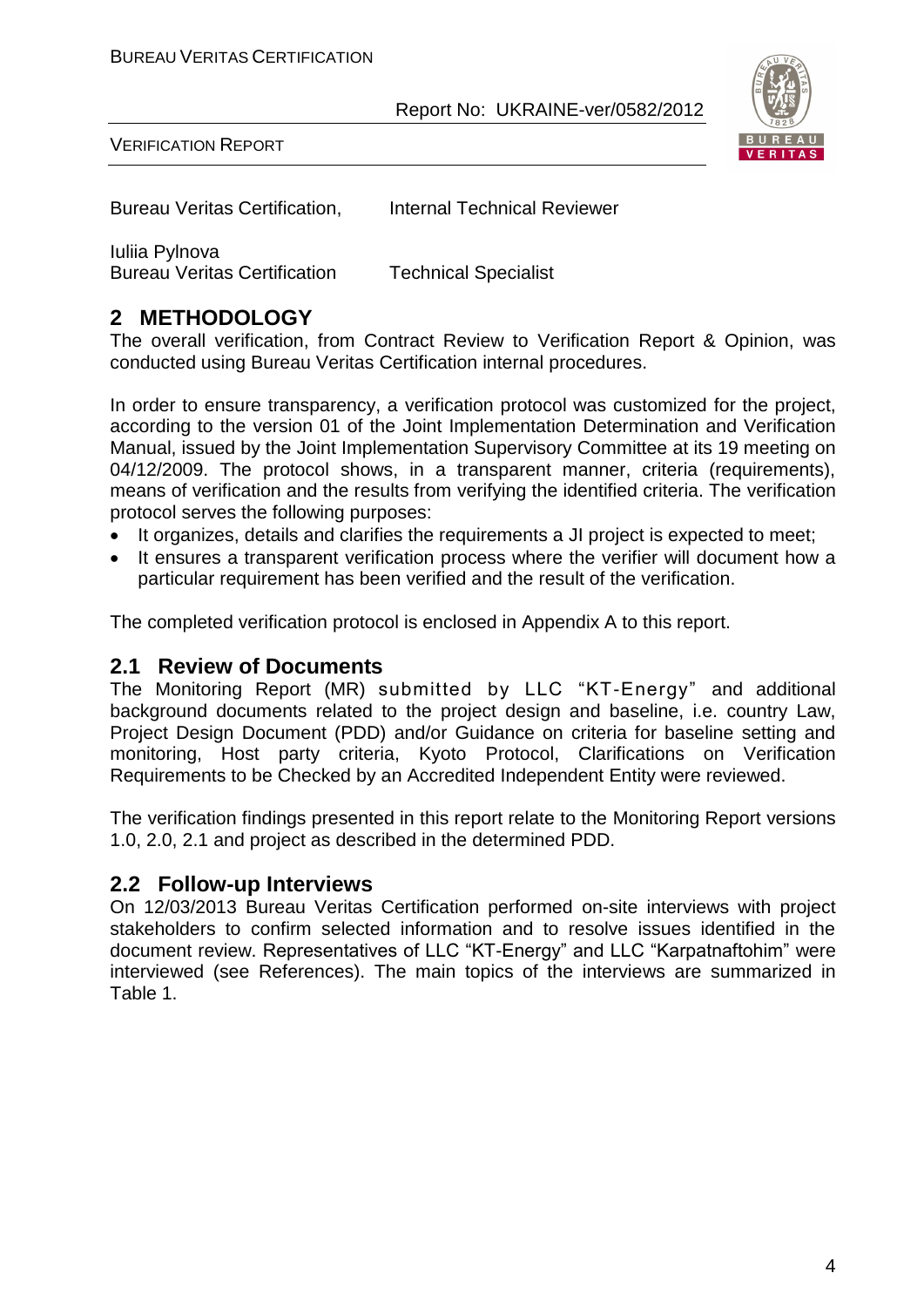| | |
|---|---|
| Bureau Veritas Certification, | Internal Technical Reviewer |
| Iuliia Pylnova<br>Bureau Veritas Certification | Technical Specialist |

## 2 METHODOLOGY

The overall verification, from Contract Review to Verification Report & Opinion, was conducted using Bureau Veritas Certification internal procedures.

In order to ensure transparency, a verification protocol was customized for the project, according to the version 01 of the Joint Implementation Determination and Verification Manual, issued by the Joint Implementation Supervisory Committee at its 19 meeting on 04/12/2009. The protocol shows, in a transparent manner, criteria (requirements), means of verification and the results from verifying the identified criteria. The verification protocol serves the following purposes:

- It organizes, details and clarifies the requirements a JI project is expected to meet;
- It ensures a transparent verification process where the verifier will document how a particular requirement has been verified and the result of the verification.

The completed verification protocol is enclosed in Appendix A to this report.

### 2.1 Review of Documents

The Monitoring Report (MR) submitted by LLC "KT-Energy" and additional background documents related to the project design and baseline, i.e. country Law, Project Design Document (PDD) and/or Guidance on criteria for baseline setting and monitoring, Host party criteria, Kyoto Protocol, Clarifications on Verification Requirements to be Checked by an Accredited Independent Entity were reviewed.

The verification findings presented in this report relate to the Monitoring Report versions 1.0, 2.0, 2.1 and project as described in the determined PDD.

### 2.2 Follow-up Interviews

On 12/03/2013 Bureau Veritas Certification performed on-site interviews with project stakeholders to confirm selected information and to resolve issues identified in the document review. Representatives of LLC "KT-Energy" and LLC "Karpatnaftohim" were interviewed (see References). The main topics of the interviews are summarized in Table 1.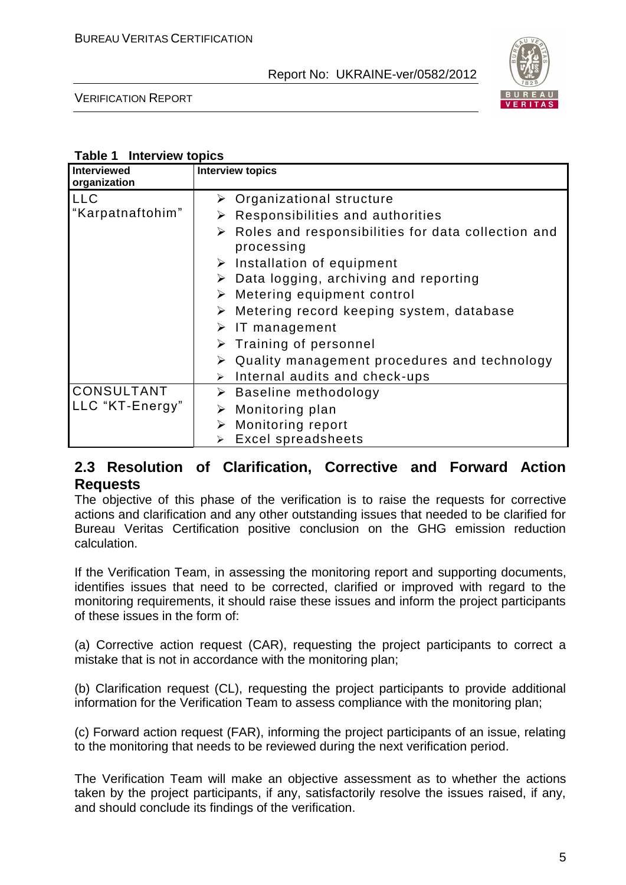**Table 1 Interview topics**

| Interviewed organization | Interview topics |
|---|---|
| LLC "Karpatnaftohim" | ➢ Organizational structure<br>➢ Responsibilities and authorities<br>➢ Roles and responsibilities for data collection and processing<br>➢ Installation of equipment<br>➢ Data logging, archiving and reporting<br>➢ Metering equipment control<br>➢ Metering record keeping system, database<br>➢ IT management<br>➢ Training of personnel<br>➢ Quality management procedures and technology<br>➢ Internal audits and check-ups |
| CONSULTANT LLC "KT-Energy" | ➢ Baseline methodology<br>➢ Monitoring plan<br>➢ Monitoring report<br>➢ Excel spreadsheets |

## 2.3 Resolution of Clarification, Corrective and Forward Action Requests

The objective of this phase of the verification is to raise the requests for corrective actions and clarification and any other outstanding issues that needed to be clarified for Bureau Veritas Certification positive conclusion on the GHG emission reduction calculation.

If the Verification Team, in assessing the monitoring report and supporting documents, identifies issues that need to be corrected, clarified or improved with regard to the monitoring requirements, it should raise these issues and inform the project participants of these issues in the form of:

(a) Corrective action request (CAR), requesting the project participants to correct a mistake that is not in accordance with the monitoring plan;

(b) Clarification request (CL), requesting the project participants to provide additional information for the Verification Team to assess compliance with the monitoring plan;

(c) Forward action request (FAR), informing the project participants of an issue, relating to the monitoring that needs to be reviewed during the next verification period.

The Verification Team will make an objective assessment as to whether the actions taken by the project participants, if any, satisfactorily resolve the issues raised, if any, and should conclude its findings of the verification.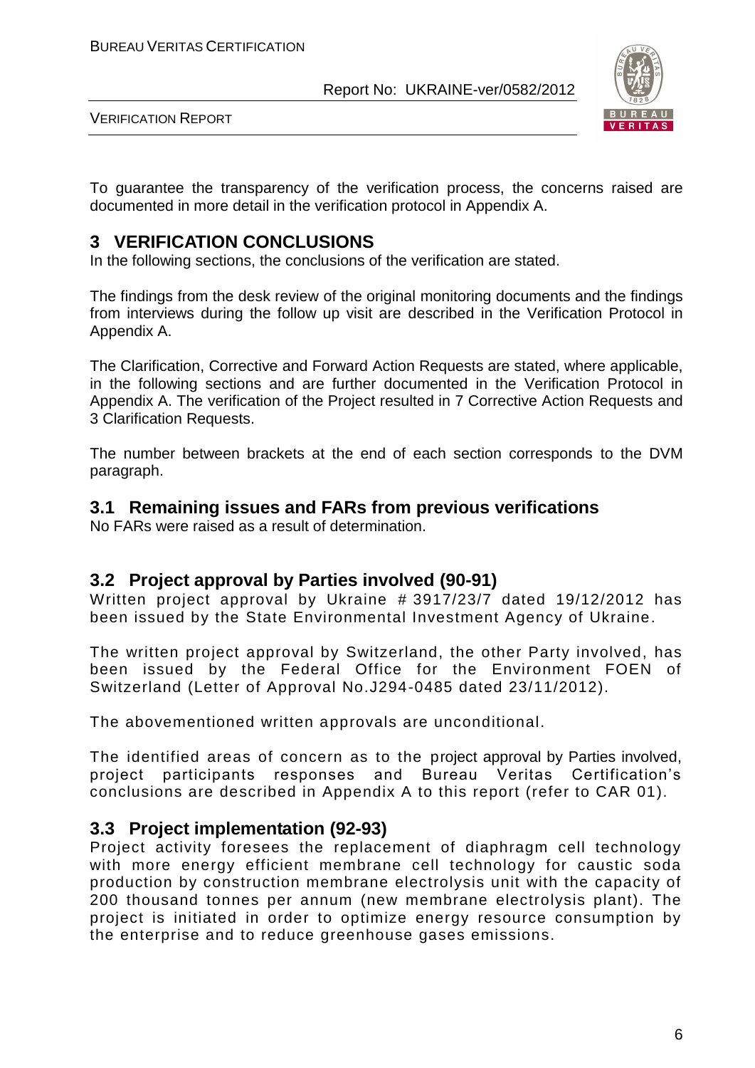To guarantee the transparency of the verification process, the concerns raised are documented in more detail in the verification protocol in Appendix A.

# 3 VERIFICATION CONCLUSIONS

In the following sections, the conclusions of the verification are stated.

The findings from the desk review of the original monitoring documents and the findings from interviews during the follow up visit are described in the Verification Protocol in Appendix A.

The Clarification, Corrective and Forward Action Requests are stated, where applicable, in the following sections and are further documented in the Verification Protocol in Appendix A. The verification of the Project resulted in 7 Corrective Action Requests and 3 Clarification Requests.

The number between brackets at the end of each section corresponds to the DVM paragraph.

## 3.1 Remaining issues and FARs from previous verifications

No FARs were raised as a result of determination.

## 3.2 Project approval by Parties involved (90-91)

Written project approval by Ukraine # 3917/23/7 dated 19/12/2012 has been issued by the State Environmental Investment Agency of Ukraine.

The written project approval by Switzerland, the other Party involved, has been issued by the Federal Office for the Environment FOEN of Switzerland (Letter of Approval No.J294-0485 dated 23/11/2012).

The abovementioned written approvals are unconditional.

The identified areas of concern as to the project approval by Parties involved, project participants responses and Bureau Veritas Certification's conclusions are described in Appendix A to this report (refer to CAR 01).

## 3.3 Project implementation (92-93)

Project activity foresees the replacement of diaphragm cell technology with more energy efficient membrane cell technology for caustic soda production by construction membrane electrolysis unit with the capacity of 200 thousand tonnes per annum (new membrane electrolysis plant). The project is initiated in order to optimize energy resource consumption by the enterprise and to reduce greenhouse gases emissions.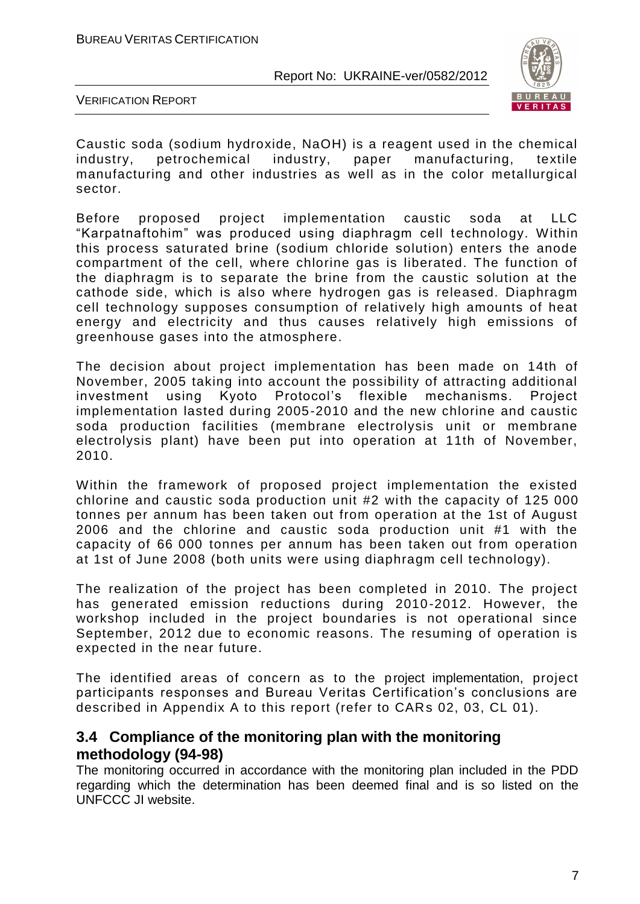Caustic soda (sodium hydroxide, NaOH) is a reagent used in the chemical industry, petrochemical industry, paper manufacturing, textile manufacturing and other industries as well as in the color metallurgical sector.

Before proposed project implementation caustic soda at LLC "Karpatnaftohim" was produced using diaphragm cell technology. Within this process saturated brine (sodium chloride solution) enters the anode compartment of the cell, where chlorine gas is liberated. The function of the diaphragm is to separate the brine from the caustic solution at the cathode side, which is also where hydrogen gas is released. Diaphragm cell technology supposes consumption of relatively high amounts of heat energy and electricity and thus causes relatively high emissions of greenhouse gases into the atmosphere.

The decision about project implementation has been made on 14th of November, 2005 taking into account the possibility of attracting additional investment using Kyoto Protocol's flexible mechanisms. Project implementation lasted during 2005-2010 and the new chlorine and caustic soda production facilities (membrane electrolysis unit or membrane electrolysis plant) have been put into operation at 11th of November, 2010.

Within the framework of proposed project implementation the existed chlorine and caustic soda production unit #2 with the capacity of 125 000 tonnes per annum has been taken out from operation at the 1st of August 2006 and the chlorine and caustic soda production unit #1 with the capacity of 66 000 tonnes per annum has been taken out from operation at 1st of June 2008 (both units were using diaphragm cell technology).

The realization of the project has been completed in 2010. The project has generated emission reductions during 2010-2012. However, the workshop included in the project boundaries is not operational since September, 2012 due to economic reasons. The resuming of operation is expected in the near future.

The identified areas of concern as to the project implementation, project participants responses and Bureau Veritas Certification's conclusions are described in Appendix A to this report (refer to CARs 02, 03, CL 01).

## 3.4 Compliance of the monitoring plan with the monitoring methodology (94-98)

The monitoring occurred in accordance with the monitoring plan included in the PDD regarding which the determination has been deemed final and is so listed on the UNFCCC JI website.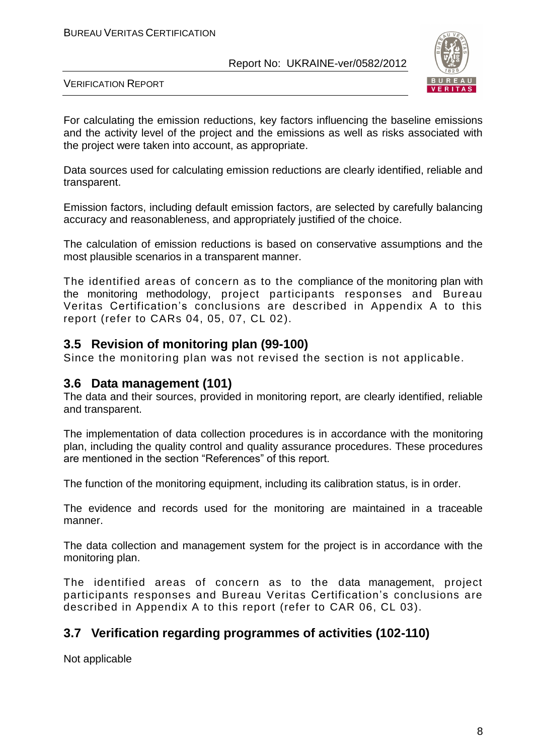For calculating the emission reductions, key factors influencing the baseline emissions and the activity level of the project and the emissions as well as risks associated with the project were taken into account, as appropriate.

Data sources used for calculating emission reductions are clearly identified, reliable and transparent.

Emission factors, including default emission factors, are selected by carefully balancing accuracy and reasonableness, and appropriately justified of the choice.

The calculation of emission reductions is based on conservative assumptions and the most plausible scenarios in a transparent manner.

The identified areas of concern as to the compliance of the monitoring plan with the monitoring methodology, project participants responses and Bureau Veritas Certification's conclusions are described in Appendix A to this report (refer to CARs 04, 05, 07, CL 02).

## 3.5 Revision of monitoring plan (99-100)

Since the monitoring plan was not revised the section is not applicable.

## 3.6 Data management (101)

The data and their sources, provided in monitoring report, are clearly identified, reliable and transparent.

The implementation of data collection procedures is in accordance with the monitoring plan, including the quality control and quality assurance procedures. These procedures are mentioned in the section "References" of this report.

The function of the monitoring equipment, including its calibration status, is in order.

The evidence and records used for the monitoring are maintained in a traceable manner.

The data collection and management system for the project is in accordance with the monitoring plan.

The identified areas of concern as to the data management, project participants responses and Bureau Veritas Certification's conclusions are described in Appendix A to this report (refer to CAR 06, CL 03).

## 3.7 Verification regarding programmes of activities (102-110)

Not applicable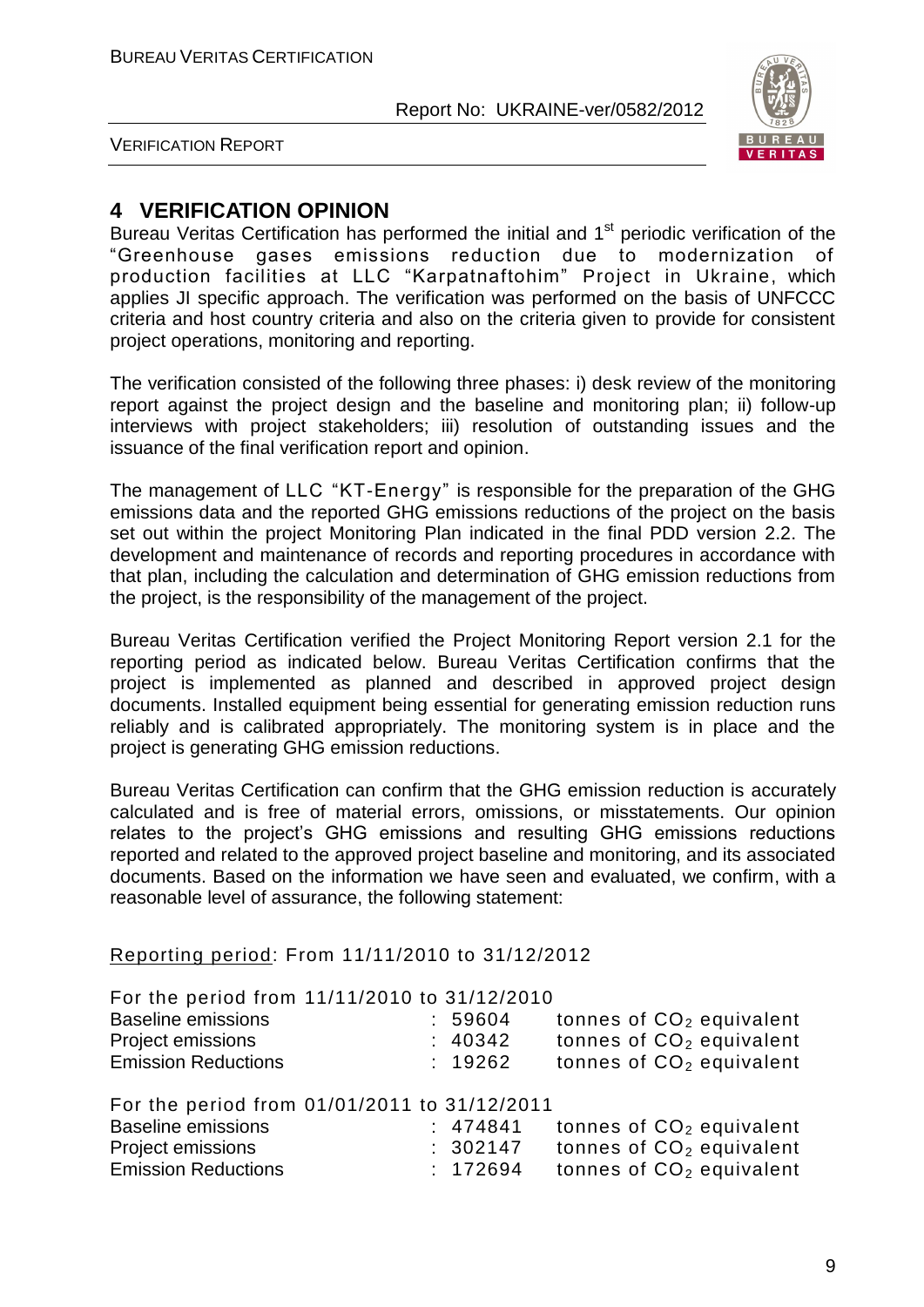# 4 VERIFICATION OPINION

Bureau Veritas Certification has performed the initial and 1st periodic verification of the "Greenhouse gases emissions reduction due to modernization of production facilities at LLC "Karpatnaftohim" Project in Ukraine, which applies JI specific approach. The verification was performed on the basis of UNFCCC criteria and host country criteria and also on the criteria given to provide for consistent project operations, monitoring and reporting.

The verification consisted of the following three phases: i) desk review of the monitoring report against the project design and the baseline and monitoring plan; ii) follow-up interviews with project stakeholders; iii) resolution of outstanding issues and the issuance of the final verification report and opinion.

The management of LLC "KT-Energy" is responsible for the preparation of the GHG emissions data and the reported GHG emissions reductions of the project on the basis set out within the project Monitoring Plan indicated in the final PDD version 2.2. The development and maintenance of records and reporting procedures in accordance with that plan, including the calculation and determination of GHG emission reductions from the project, is the responsibility of the management of the project.

Bureau Veritas Certification verified the Project Monitoring Report version 2.1 for the reporting period as indicated below. Bureau Veritas Certification confirms that the project is implemented as planned and described in approved project design documents. Installed equipment being essential for generating emission reduction runs reliably and is calibrated appropriately. The monitoring system is in place and the project is generating GHG emission reductions.

Bureau Veritas Certification can confirm that the GHG emission reduction is accurately calculated and is free of material errors, omissions, or misstatements. Our opinion relates to the project's GHG emissions and resulting GHG emissions reductions reported and related to the approved project baseline and monitoring, and its associated documents. Based on the information we have seen and evaluated, we confirm, with a reasonable level of assurance, the following statement:

Reporting period: From 11/11/2010 to 31/12/2012

For the period from 11/11/2010 to 31/12/2010

| | | |
|---|---|---|
| Baseline emissions | : 59604 | tonnes of $CO_2$ equivalent |
| Project emissions | : 40342 | tonnes of $CO_2$ equivalent |
| Emission Reductions | : 19262 | tonnes of $CO_2$ equivalent |

For the period from 01/01/2011 to 31/12/2011

| | | |
|---|---|---|
| Baseline emissions | : 474841 | tonnes of $CO_2$ equivalent |
| Project emissions | : 302147 | tonnes of $CO_2$ equivalent |
| Emission Reductions | : 172694 | tonnes of $CO_2$ equivalent |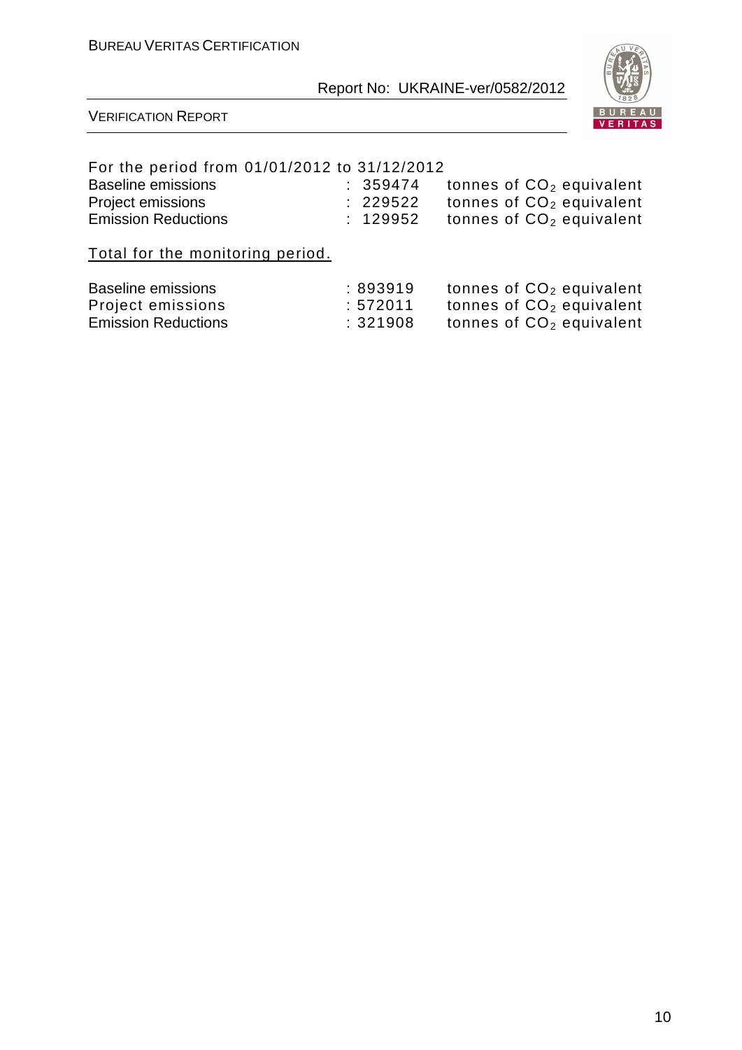For the period from 01/01/2012 to 31/12/2012

| | | |
|---|---|---|
| Baseline emissions | : 359474 | tonnes of $CO_2$ equivalent |
| Project emissions | : 229522 | tonnes of $CO_2$ equivalent |
| Emission Reductions | : 129952 | tonnes of $CO_2$ equivalent |

Total for the monitoring period.

| | | |
|---|---|---|
| Baseline emissions | : 893919 | tonnes of $CO_2$ equivalent |
| Project emissions | : 572011 | tonnes of $CO_2$ equivalent |
| Emission Reductions | : 321908 | tonnes of $CO_2$ equivalent |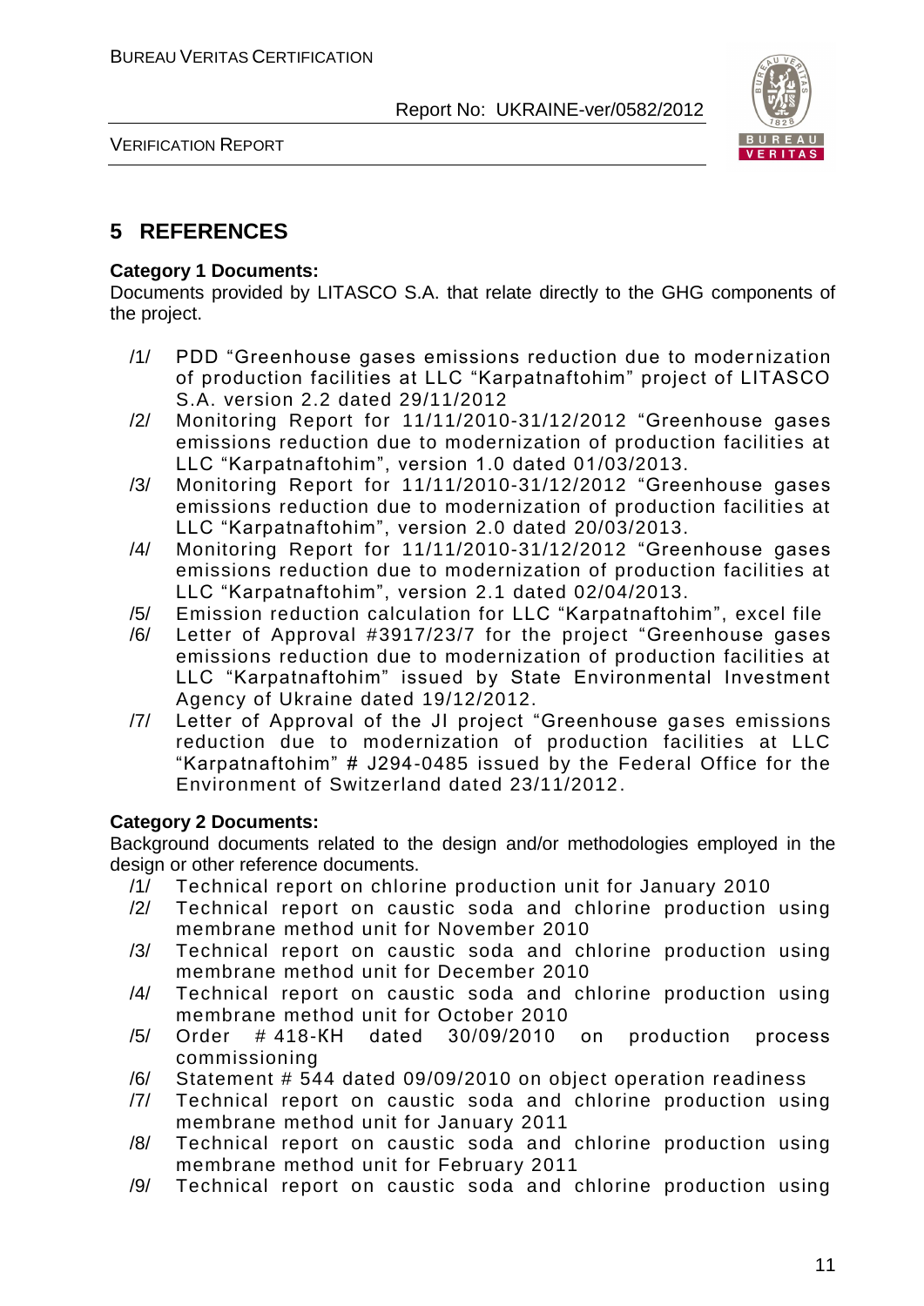# 5 REFERENCES

**Category 1 Documents:**

Documents provided by LITASCO S.A. that relate directly to the GHG components of the project.

- /1/ PDD "Greenhouse gases emissions reduction due to modernization of production facilities at LLC "Karpatnaftohim" project of LITASCO S.A. version 2.2 dated 29/11/2012
- /2/ Monitoring Report for 11/11/2010-31/12/2012 "Greenhouse gases emissions reduction due to modernization of production facilities at LLC "Karpatnaftohim", version 1.0 dated 01/03/2013.
- /3/ Monitoring Report for 11/11/2010-31/12/2012 "Greenhouse gases emissions reduction due to modernization of production facilities at LLC "Karpatnaftohim", version 2.0 dated 20/03/2013.
- /4/ Monitoring Report for 11/11/2010-31/12/2012 "Greenhouse gases emissions reduction due to modernization of production facilities at LLC "Karpatnaftohim", version 2.1 dated 02/04/2013.
- /5/ Emission reduction calculation for LLC "Karpatnaftohim", excel file
- /6/ Letter of Approval #3917/23/7 for the project "Greenhouse gases emissions reduction due to modernization of production facilities at LLC "Karpatnaftohim" issued by State Environmental Investment Agency of Ukraine dated 19/12/2012.
- /7/ Letter of Approval of the JI project "Greenhouse gases emissions reduction due to modernization of production facilities at LLC "Karpatnaftohim" # J294-0485 issued by the Federal Office for the Environment of Switzerland dated 23/11/2012.

**Category 2 Documents:**

Background documents related to the design and/or methodologies employed in the design or other reference documents.

- /1/ Technical report on chlorine production unit for January 2010
- /2/ Technical report on caustic soda and chlorine production using membrane method unit for November 2010
- /3/ Technical report on caustic soda and chlorine production using membrane method unit for December 2010
- /4/ Technical report on caustic soda and chlorine production using membrane method unit for October 2010
- /5/ Order # 418-KH dated 30/09/2010 on production process commissioning
- /6/ Statement # 544 dated 09/09/2010 on object operation readiness
- /7/ Technical report on caustic soda and chlorine production using membrane method unit for January 2011
- /8/ Technical report on caustic soda and chlorine production using membrane method unit for February 2011
- /9/ Technical report on caustic soda and chlorine production using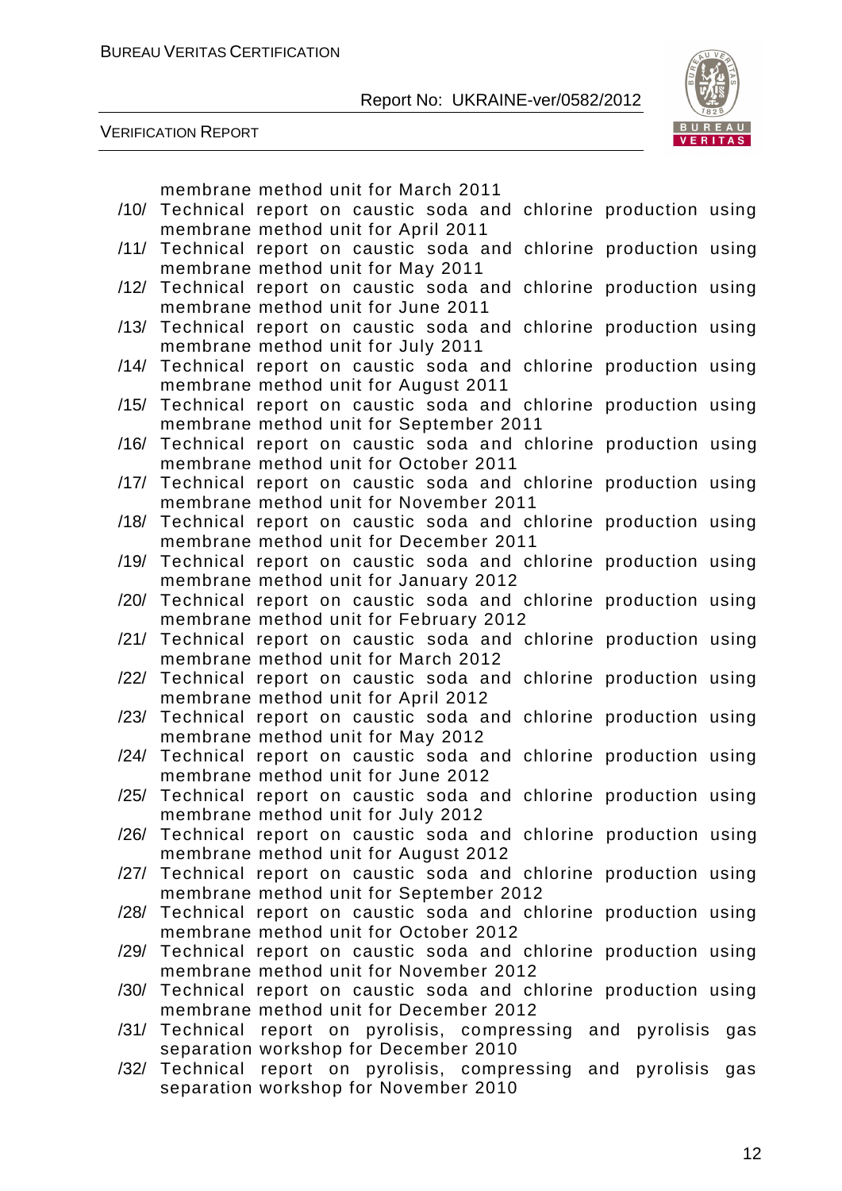membrane method unit for March 2011

/10/ Technical report on caustic soda and chlorine production using membrane method unit for April 2011

/11/ Technical report on caustic soda and chlorine production using membrane method unit for May 2011

/12/ Technical report on caustic soda and chlorine production using membrane method unit for June 2011

/13/ Technical report on caustic soda and chlorine production using membrane method unit for July 2011

/14/ Technical report on caustic soda and chlorine production using membrane method unit for August 2011

/15/ Technical report on caustic soda and chlorine production using membrane method unit for September 2011

/16/ Technical report on caustic soda and chlorine production using membrane method unit for October 2011

/17/ Technical report on caustic soda and chlorine production using membrane method unit for November 2011

/18/ Technical report on caustic soda and chlorine production using membrane method unit for December 2011

/19/ Technical report on caustic soda and chlorine production using membrane method unit for January 2012

/20/ Technical report on caustic soda and chlorine production using membrane method unit for February 2012

/21/ Technical report on caustic soda and chlorine production using membrane method unit for March 2012

/22/ Technical report on caustic soda and chlorine production using membrane method unit for April 2012

/23/ Technical report on caustic soda and chlorine production using membrane method unit for May 2012

/24/ Technical report on caustic soda and chlorine production using membrane method unit for June 2012

/25/ Technical report on caustic soda and chlorine production using membrane method unit for July 2012

/26/ Technical report on caustic soda and chlorine production using membrane method unit for August 2012

/27/ Technical report on caustic soda and chlorine production using membrane method unit for September 2012

/28/ Technical report on caustic soda and chlorine production using membrane method unit for October 2012

/29/ Technical report on caustic soda and chlorine production using membrane method unit for November 2012

/30/ Technical report on caustic soda and chlorine production using membrane method unit for December 2012

/31/ Technical report on pyrolisis, compressing and pyrolisis gas separation workshop for December 2010

/32/ Technical report on pyrolisis, compressing and pyrolisis gas separation workshop for November 2010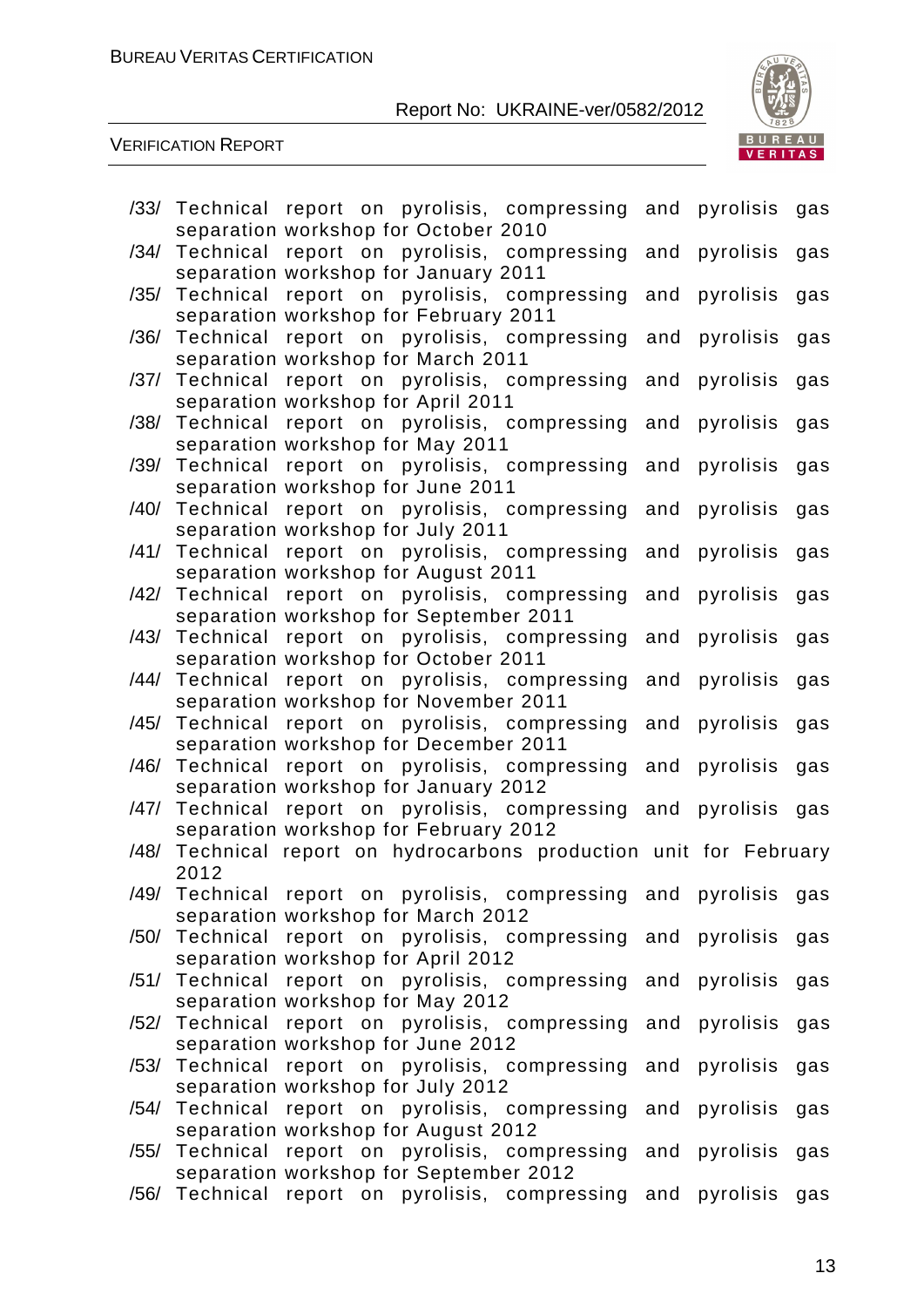/33/ Technical report on pyrolisis, compressing and pyrolisis gas separation workshop for October 2010

/34/ Technical report on pyrolisis, compressing and pyrolisis gas separation workshop for January 2011

/35/ Technical report on pyrolisis, compressing and pyrolisis gas separation workshop for February 2011

/36/ Technical report on pyrolisis, compressing and pyrolisis gas separation workshop for March 2011

/37/ Technical report on pyrolisis, compressing and pyrolisis gas separation workshop for April 2011

/38/ Technical report on pyrolisis, compressing and pyrolisis gas separation workshop for May 2011

/39/ Technical report on pyrolisis, compressing and pyrolisis gas separation workshop for June 2011

/40/ Technical report on pyrolisis, compressing and pyrolisis gas separation workshop for July 2011

/41/ Technical report on pyrolisis, compressing and pyrolisis gas separation workshop for August 2011

/42/ Technical report on pyrolisis, compressing and pyrolisis gas separation workshop for September 2011

/43/ Technical report on pyrolisis, compressing and pyrolisis gas separation workshop for October 2011

/44/ Technical report on pyrolisis, compressing and pyrolisis gas separation workshop for November 2011

/45/ Technical report on pyrolisis, compressing and pyrolisis gas separation workshop for December 2011

/46/ Technical report on pyrolisis, compressing and pyrolisis gas separation workshop for January 2012

/47/ Technical report on pyrolisis, compressing and pyrolisis gas separation workshop for February 2012

/48/ Technical report on hydrocarbons production unit for February 2012

/49/ Technical report on pyrolisis, compressing and pyrolisis gas separation workshop for March 2012

/50/ Technical report on pyrolisis, compressing and pyrolisis gas separation workshop for April 2012

/51/ Technical report on pyrolisis, compressing and pyrolisis gas separation workshop for May 2012

/52/ Technical report on pyrolisis, compressing and pyrolisis gas separation workshop for June 2012

/53/ Technical report on pyrolisis, compressing and pyrolisis gas separation workshop for July 2012

/54/ Technical report on pyrolisis, compressing and pyrolisis gas separation workshop for August 2012

/55/ Technical report on pyrolisis, compressing and pyrolisis gas separation workshop for September 2012

/56/ Technical report on pyrolisis, compressing and pyrolisis gas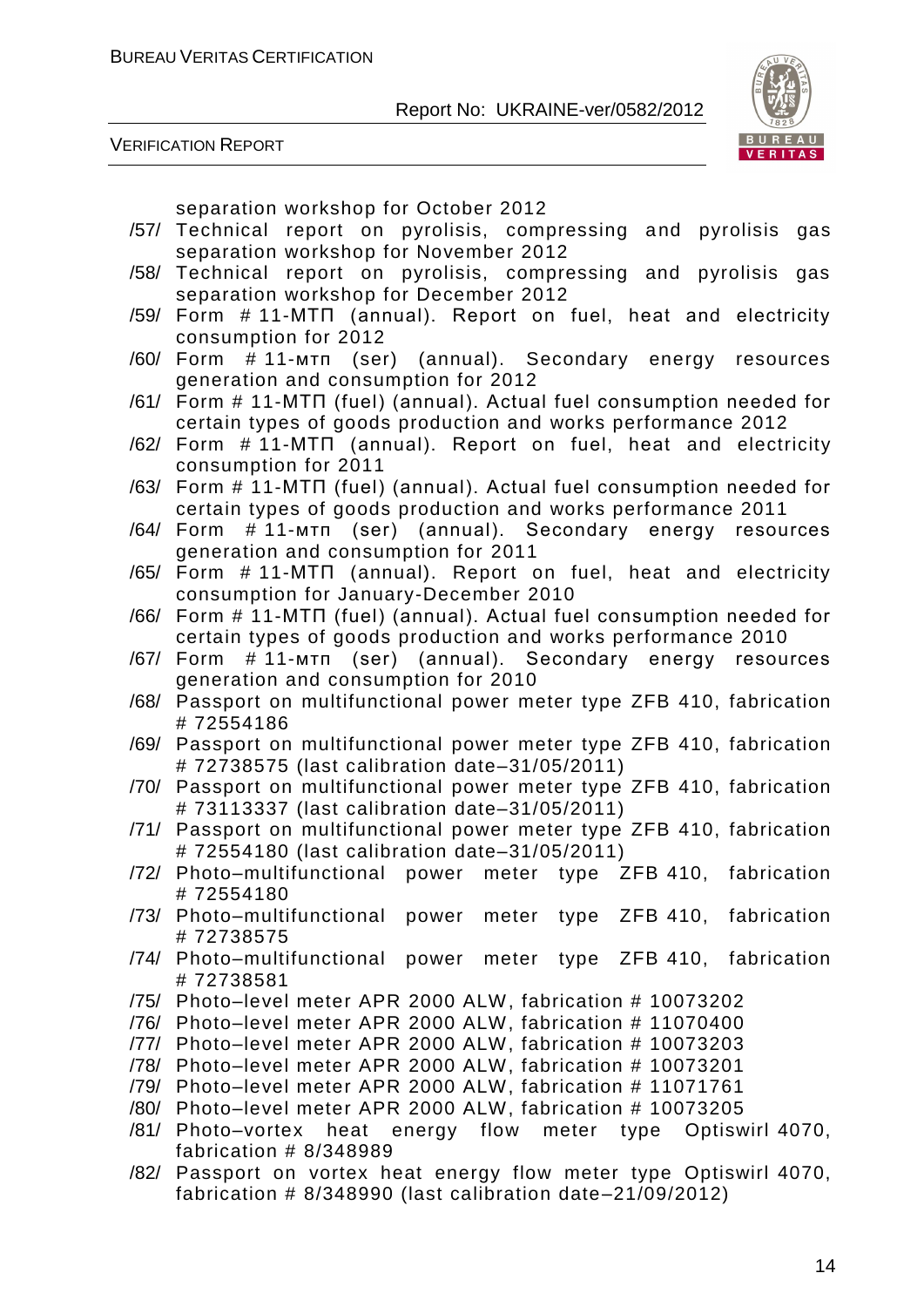separation workshop for October 2012

/57/ Technical report on pyrolisis, compressing and pyrolisis gas separation workshop for November 2012

/58/ Technical report on pyrolisis, compressing and pyrolisis gas separation workshop for December 2012

/59/ Form # 11-МТП (annual). Report on fuel, heat and electricity consumption for 2012

/60/ Form # 11-мтп (ser) (annual). Secondary energy resources generation and consumption for 2012

/61/ Form # 11-МТП (fuel) (annual). Actual fuel consumption needed for certain types of goods production and works performance 2012

/62/ Form # 11-МТП (annual). Report on fuel, heat and electricity consumption for 2011

/63/ Form # 11-МТП (fuel) (annual). Actual fuel consumption needed for certain types of goods production and works performance 2011

/64/ Form # 11-мтп (ser) (annual). Secondary energy resources generation and consumption for 2011

/65/ Form # 11-МТП (annual). Report on fuel, heat and electricity consumption for January-December 2010

/66/ Form # 11-МТП (fuel) (annual). Actual fuel consumption needed for certain types of goods production and works performance 2010

/67/ Form # 11-мтп (ser) (annual). Secondary energy resources generation and consumption for 2010

/68/ Passport on multifunctional power meter type ZFB 410, fabrication # 72554186

/69/ Passport on multifunctional power meter type ZFB 410, fabrication # 72738575 (last calibration date–31/05/2011)

/70/ Passport on multifunctional power meter type ZFB 410, fabrication # 73113337 (last calibration date–31/05/2011)

/71/ Passport on multifunctional power meter type ZFB 410, fabrication # 72554180 (last calibration date–31/05/2011)

/72/ Photo–multifunctional power meter type ZFB 410, fabrication # 72554180

/73/ Photo–multifunctional power meter type ZFB 410, fabrication # 72738575

/74/ Photo–multifunctional power meter type ZFB 410, fabrication # 72738581

/75/ Photo–level meter APR 2000 ALW, fabrication # 10073202

/76/ Photo–level meter APR 2000 ALW, fabrication # 11070400

/77/ Photo–level meter APR 2000 ALW, fabrication # 10073203

/78/ Photo–level meter APR 2000 ALW, fabrication # 10073201

/79/ Photo–level meter APR 2000 ALW, fabrication # 11071761

/80/ Photo–level meter APR 2000 ALW, fabrication # 10073205

/81/ Photo–vortex heat energy flow meter type Optiswirl 4070, fabrication # 8/348989

/82/ Passport on vortex heat energy flow meter type Optiswirl 4070, fabrication # 8/348990 (last calibration date–21/09/2012)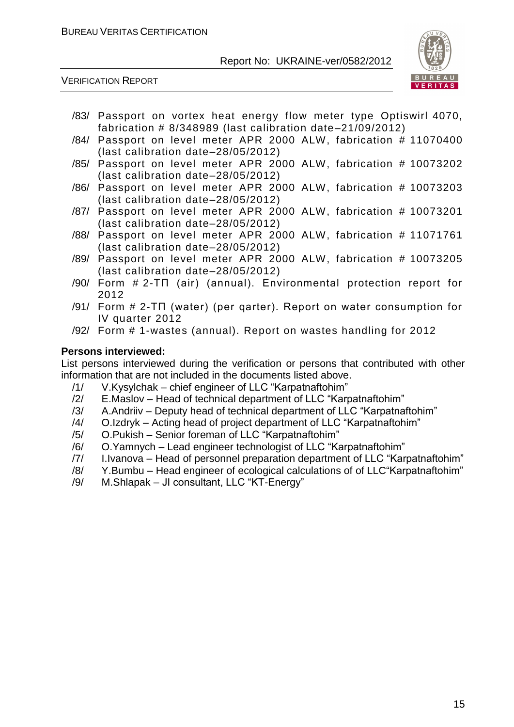/83/ Passport on vortex heat energy flow meter type Optiswirl 4070, fabrication # 8/348989 (last calibration date–21/09/2012)

/84/ Passport on level meter APR 2000 ALW, fabrication # 11070400 (last calibration date–28/05/2012)

/85/ Passport on level meter APR 2000 ALW, fabrication # 10073202 (last calibration date–28/05/2012)

/86/ Passport on level meter APR 2000 ALW, fabrication # 10073203 (last calibration date–28/05/2012)

/87/ Passport on level meter APR 2000 ALW, fabrication # 10073201 (last calibration date–28/05/2012)

/88/ Passport on level meter APR 2000 ALW, fabrication # 11071761 (last calibration date–28/05/2012)

/89/ Passport on level meter APR 2000 ALW, fabrication # 10073205 (last calibration date–28/05/2012)

/90/ Form # 2-ТП (air) (annual). Environmental protection report for 2012

/91/ Form # 2-ТП (water) (per qarter). Report on water consumption for IV quarter 2012

/92/ Form # 1-wastes (annual). Report on wastes handling for 2012

**Persons interviewed:**

List persons interviewed during the verification or persons that contributed with other information that are not included in the documents listed above.

/1/ V.Kysylchak – chief engineer of LLC "Karpatnaftohim"

/2/ E.Maslov – Head of technical department of LLC "Karpatnaftohim"

/3/ A.Andriiv – Deputy head of technical department of LLC "Karpatnaftohim"

/4/ O.Izdryk – Acting head of project department of LLC "Karpatnaftohim"

/5/ O.Pukish – Senior foreman of LLC "Karpatnaftohim"

/6/ O.Yamnych – Lead engineer technologist of LLC "Karpatnaftohim"

/7/ I.Ivanova – Head of personnel preparation department of LLC "Karpatnaftohim"

/8/ Y.Bumbu – Head engineer of ecological calculations of of LLC"Karpatnaftohim"

/9/ M.Shlapak – JI consultant, LLC "KT-Energy"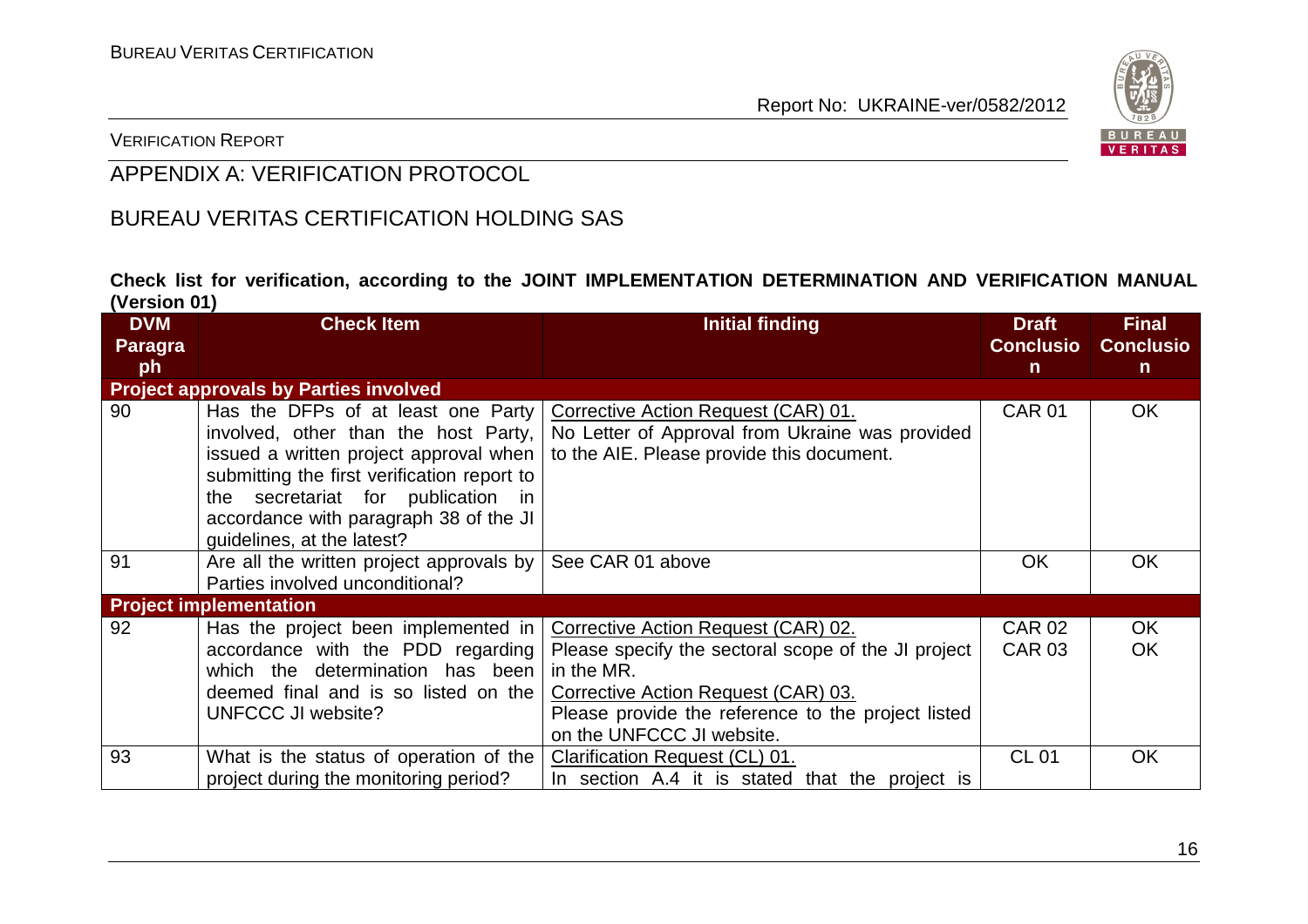VERIFICATION REPORT

# APPENDIX A: VERIFICATION PROTOCOL

## BUREAU VERITAS CERTIFICATION HOLDING SAS

**Check list for verification, according to the JOINT IMPLEMENTATION DETERMINATION AND VERIFICATION MANUAL (Version 01)**

| DVM Paragraph | Check Item | Initial finding | Draft Conclusion | Final Conclusion |
|---|---|---|---|---|
| **Project approvals by Parties involved** | | | | |
| 90 | Has the DFPs of at least one Party involved, other than the host Party, issued a written project approval when submitting the first verification report to the secretariat for publication in accordance with paragraph 38 of the JI guidelines, at the latest? | Corrective Action Request (CAR) 01.<br>No Letter of Approval from Ukraine was provided to the AIE. Please provide this document. | CAR 01 | OK |
| 91 | Are all the written project approvals by Parties involved unconditional? | See CAR 01 above | OK | OK |
| **Project implementation** | | | | |
| 92 | Has the project been implemented in accordance with the PDD regarding which the determination has been deemed final and is so listed on the UNFCCC JI website? | Corrective Action Request (CAR) 02.<br>Please specify the sectoral scope of the JI project in the MR.<br>Corrective Action Request (CAR) 03.<br>Please provide the reference to the project listed on the UNFCCC JI website. | CAR 02<br>CAR 03 | OK<br>OK |
| 93 | What is the status of operation of the project during the monitoring period? | Clarification Request (CL) 01.<br>In section A.4 it is stated that the project is | CL 01 | OK |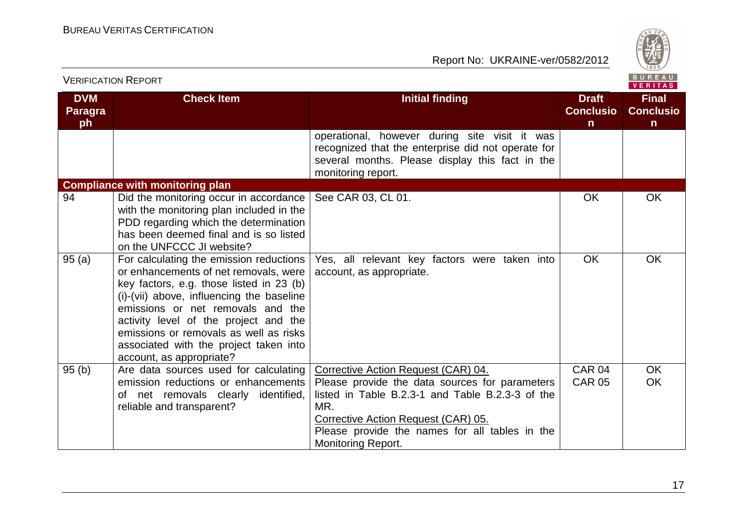| DVM Paragraph | Check Item | Initial finding | Draft Conclusion | Final Conclusion |
|---|---|---|---|---|
| | | operational, however during site visit it was recognized that the enterprise did not operate for several months. Please display this fact in the monitoring report. | | |
| **Compliance with monitoring plan** | | | | |
| 94 | Did the monitoring occur in accordance with the monitoring plan included in the PDD regarding which the determination has been deemed final and is so listed on the UNFCCC JI website? | See CAR 03, CL 01. | OK | OK |
| 95 (a) | For calculating the emission reductions or enhancements of net removals, were key factors, e.g. those listed in 23 (b) (i)-(vii) above, influencing the baseline emissions or net removals and the activity level of the project and the emissions or removals as well as risks associated with the project taken into account, as appropriate? | Yes, all relevant key factors were taken into account, as appropriate. | OK | OK |
| 95 (b) | Are data sources used for calculating emission reductions or enhancements of net removals clearly identified, reliable and transparent? | Corrective Action Request (CAR) 04.<br>Please provide the data sources for parameters listed in Table B.2.3-1 and Table B.2.3-3 of the MR.<br>Corrective Action Request (CAR) 05.<br>Please provide the names for all tables in the Monitoring Report. | CAR 04<br>CAR 05 | OK<br>OK |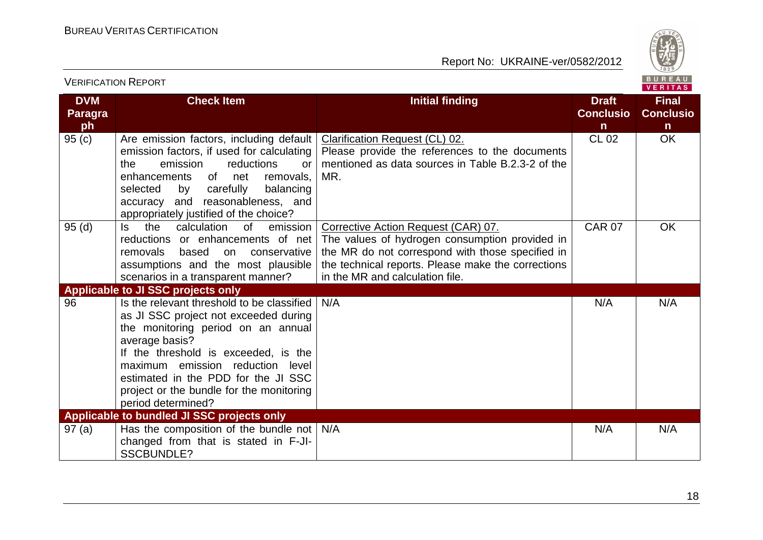| DVM Paragraph | Check Item | Initial finding | Draft Conclusion | Final Conclusion |
|---|---|---|---|---|
| 95 (c) | Are emission factors, including default emission factors, if used for calculating the emission reductions or enhancements of net removals, selected by carefully balancing accuracy and reasonableness, and appropriately justified of the choice? | Clarification Request (CL) 02. Please provide the references to the documents mentioned as data sources in Table B.2.3-2 of the MR. | CL 02 | OK |
| 95 (d) | Is the calculation of emission reductions or enhancements of net removals based on conservative assumptions and the most plausible scenarios in a transparent manner? | Corrective Action Request (CAR) 07. The values of hydrogen consumption provided in the MR do not correspond with those specified in the technical reports. Please make the corrections in the MR and calculation file. | CAR 07 | OK |
| **Applicable to JI SSC projects only** | | | | |
| 96 | Is the relevant threshold to be classified as JI SSC project not exceeded during the monitoring period on an annual average basis? If the threshold is exceeded, is the maximum emission reduction level estimated in the PDD for the JI SSC project or the bundle for the monitoring period determined? | N/A | N/A | N/A |
| **Applicable to bundled JI SSC projects only** | | | | |
| 97 (a) | Has the composition of the bundle not changed from that is stated in F-JI-SSCBUNDLE? | N/A | N/A | N/A |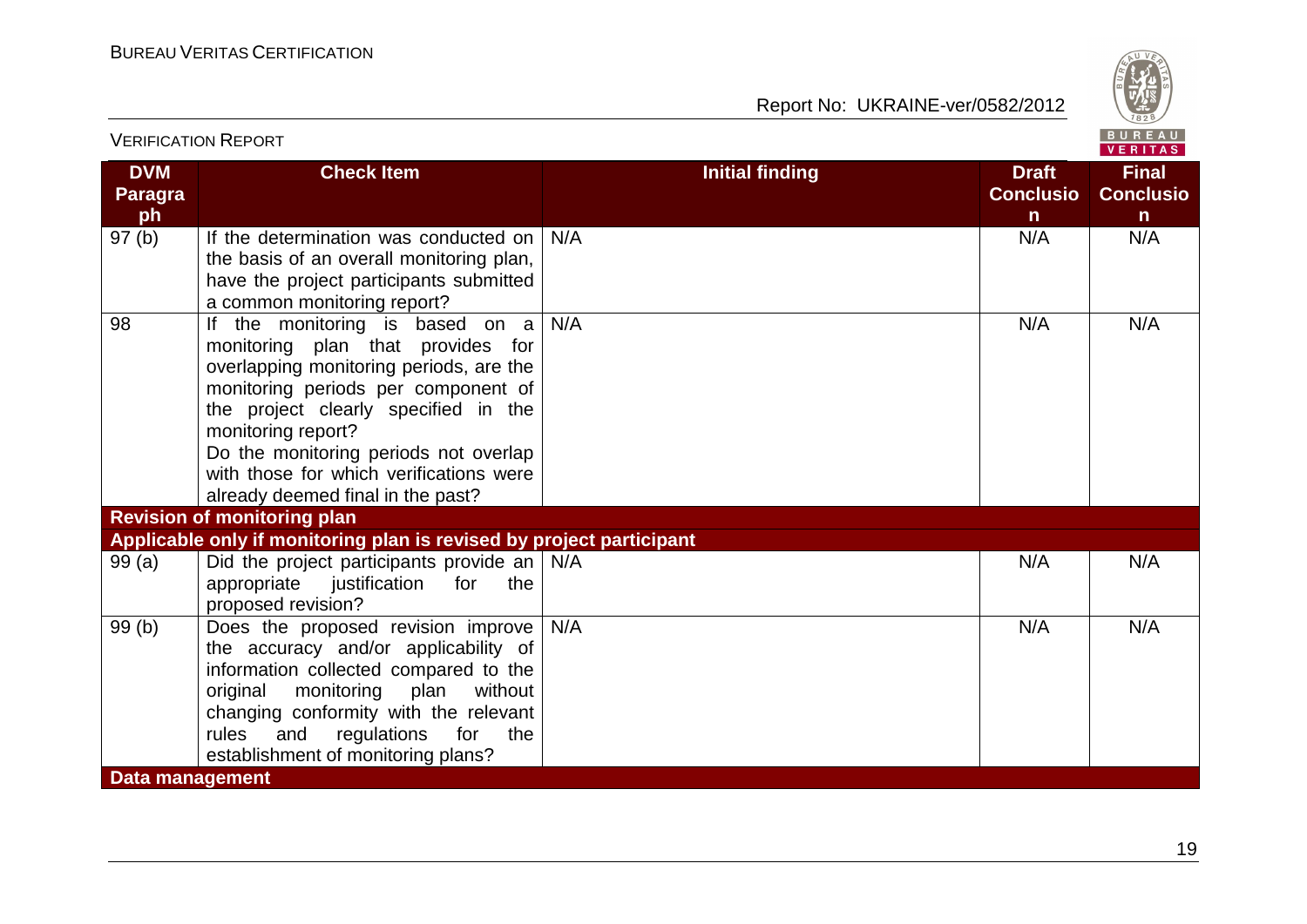| DVM Paragraph | Check Item | Initial finding | Draft Conclusion | Final Conclusion |
|---|---|---|---|---|
| 97 (b) | If the determination was conducted on the basis of an overall monitoring plan, have the project participants submitted a common monitoring report? | N/A | N/A | N/A |
| 98 | If the monitoring is based on a monitoring plan that provides for overlapping monitoring periods, are the monitoring periods per component of the project clearly specified in the monitoring report? Do the monitoring periods not overlap with those for which verifications were already deemed final in the past? | N/A | N/A | N/A |
| **Revision of monitoring plan** | | | | |
| **Applicable only if monitoring plan is revised by project participant** | | | | |
| 99 (a) | Did the project participants provide an appropriate justification for the proposed revision? | N/A | N/A | N/A |
| 99 (b) | Does the proposed revision improve the accuracy and/or applicability of information collected compared to the original monitoring plan without changing conformity with the relevant rules and regulations for the establishment of monitoring plans? | N/A | N/A | N/A |
| **Data management** | | | | |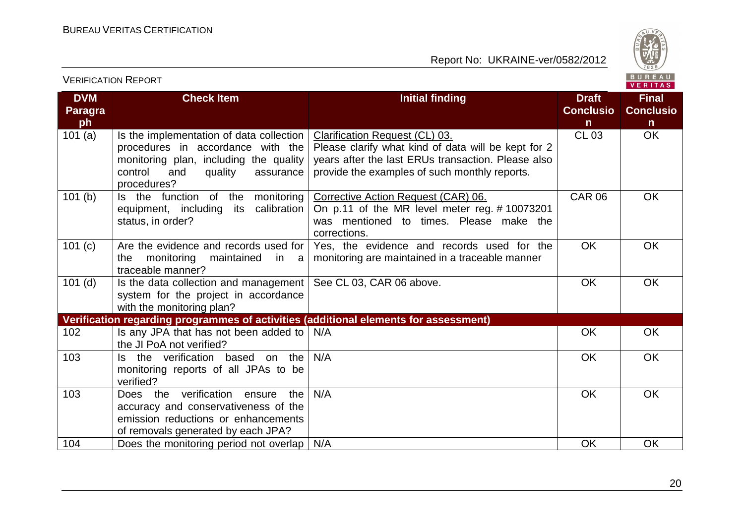| DVM Paragraph | Check Item | Initial finding | Draft Conclusion | Final Conclusion |
|---|---|---|---|---|
| 101 (a) | Is the implementation of data collection procedures in accordance with the monitoring plan, including the quality control and quality assurance procedures? | Clarification Request (CL) 03. Please clarify what kind of data will be kept for 2 years after the last ERUs transaction. Please also provide the examples of such monthly reports. | CL 03 | OK |
| 101 (b) | Is the function of the monitoring equipment, including its calibration status, in order? | Corrective Action Request (CAR) 06. On p.11 of the MR level meter reg. # 10073201 was mentioned to times. Please make the corrections. | CAR 06 | OK |
| 101 (c) | Are the evidence and records used for the monitoring maintained in a traceable manner? | Yes, the evidence and records used for the monitoring are maintained in a traceable manner | OK | OK |
| 101 (d) | Is the data collection and management system for the project in accordance with the monitoring plan? | See CL 03, CAR 06 above. | OK | OK |
| **Verification regarding programmes of activities (additional elements for assessment)** | | | | |
| 102 | Is any JPA that has not been added to the JI PoA not verified? | N/A | OK | OK |
| 103 | Is the verification based on the monitoring reports of all JPAs to be verified? | N/A | OK | OK |
| 103 | Does the verification ensure the accuracy and conservativeness of the emission reductions or enhancements of removals generated by each JPA? | N/A | OK | OK |
| 104 | Does the monitoring period not overlap | N/A | OK | OK |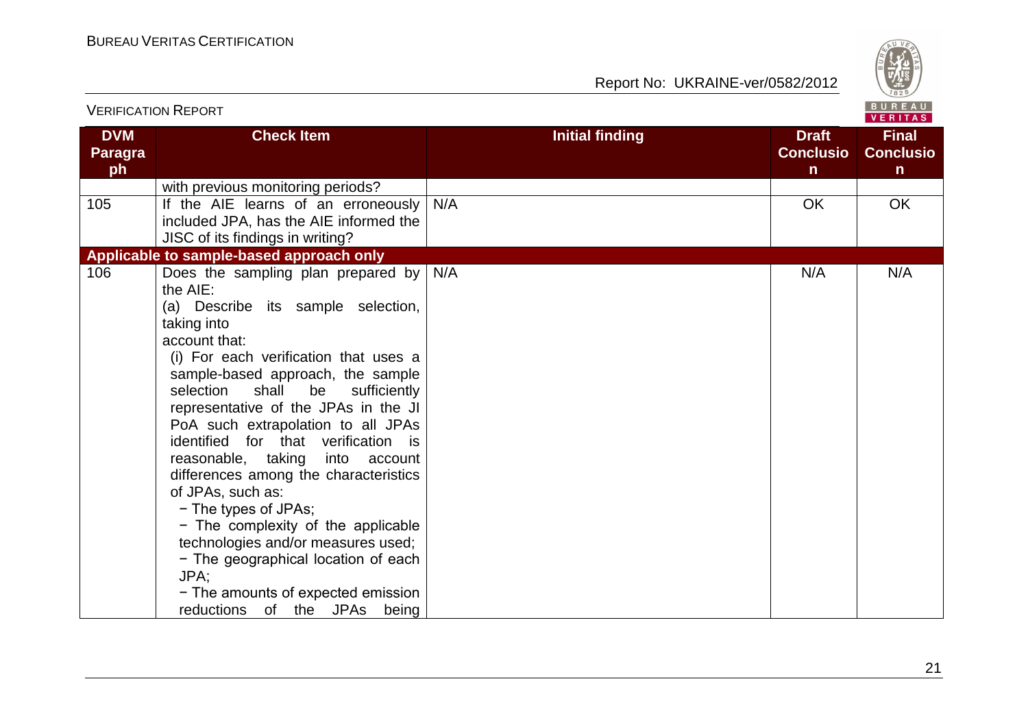| DVM Paragraph | Check Item | Initial finding | Draft Conclusion | Final Conclusion |
|---|---|---|---|---|
| | with previous monitoring periods? | | | |
| 105 | If the AIE learns of an erroneously included JPA, has the AIE informed the JISC of its findings in writing? | N/A | OK | OK |
| **Applicable to sample-based approach only** | | | | |
| 106 | Does the sampling plan prepared by the AIE:<br>(a) Describe its sample selection, taking into account that:<br>(i) For each verification that uses a sample-based approach, the sample selection shall be sufficiently representative of the JPAs in the JI PoA such extrapolation to all JPAs identified for that verification is reasonable, taking into account differences among the characteristics of JPAs, such as:<br>− The types of JPAs;<br>− The complexity of the applicable technologies and/or measures used;<br>− The geographical location of each JPA;<br>− The amounts of expected emission reductions of the JPAs being | N/A | N/A | N/A |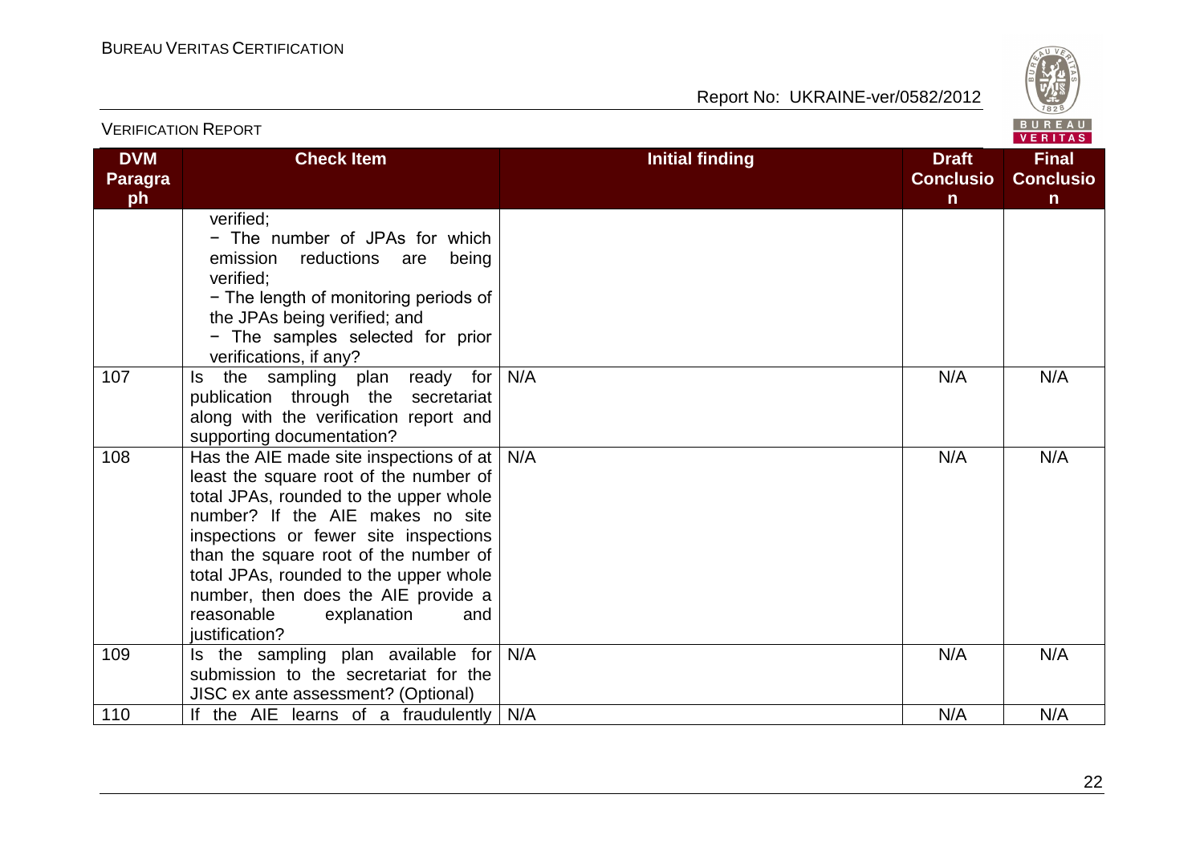VERIFICATION REPORT

| DVM Paragraph | Check Item | Initial finding | Draft Conclusion | Final Conclusion |
|---|---|---|---|---|
| | verified;<br>− The number of JPAs for which emission reductions are being verified;<br>− The length of monitoring periods of the JPAs being verified; and<br>− The samples selected for prior verifications, if any? | | | |
| 107 | Is the sampling plan ready for publication through the secretariat along with the verification report and supporting documentation? | N/A | N/A | N/A |
| 108 | Has the AIE made site inspections of at least the square root of the number of total JPAs, rounded to the upper whole number? If the AIE makes no site inspections or fewer site inspections than the square root of the number of total JPAs, rounded to the upper whole number, then does the AIE provide a reasonable explanation and justification? | N/A | N/A | N/A |
| 109 | Is the sampling plan available for submission to the secretariat for the JISC ex ante assessment? (Optional) | N/A | N/A | N/A |
| 110 | If the AIE learns of a fraudulently | N/A | N/A | N/A |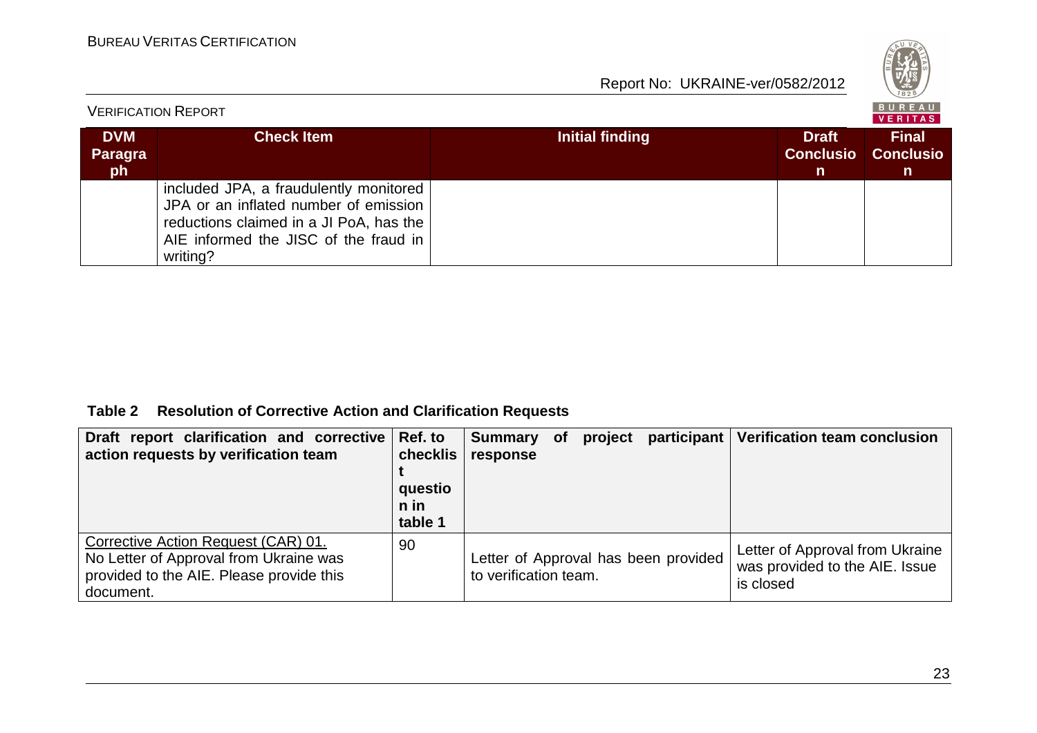| DVM Paragraph | Check Item | Initial finding | Draft Conclusion | Final Conclusion |
|---|---|---|---|---|
| | included JPA, a fraudulently monitored JPA or an inflated number of emission reductions claimed in a JI PoA, has the AIE informed the JISC of the fraud in writing? | | | |

**Table 2 Resolution of Corrective Action and Clarification Requests**

| Draft report clarification and corrective action requests by verification team | Ref. to checklist question in table 1 | Summary of project participant response | Verification team conclusion |
|---|---|---|---|
| Corrective Action Request (CAR) 01. No Letter of Approval from Ukraine was provided to the AIE. Please provide this document. | 90 | Letter of Approval has been provided to verification team. | Letter of Approval from Ukraine was provided to the AIE. Issue is closed |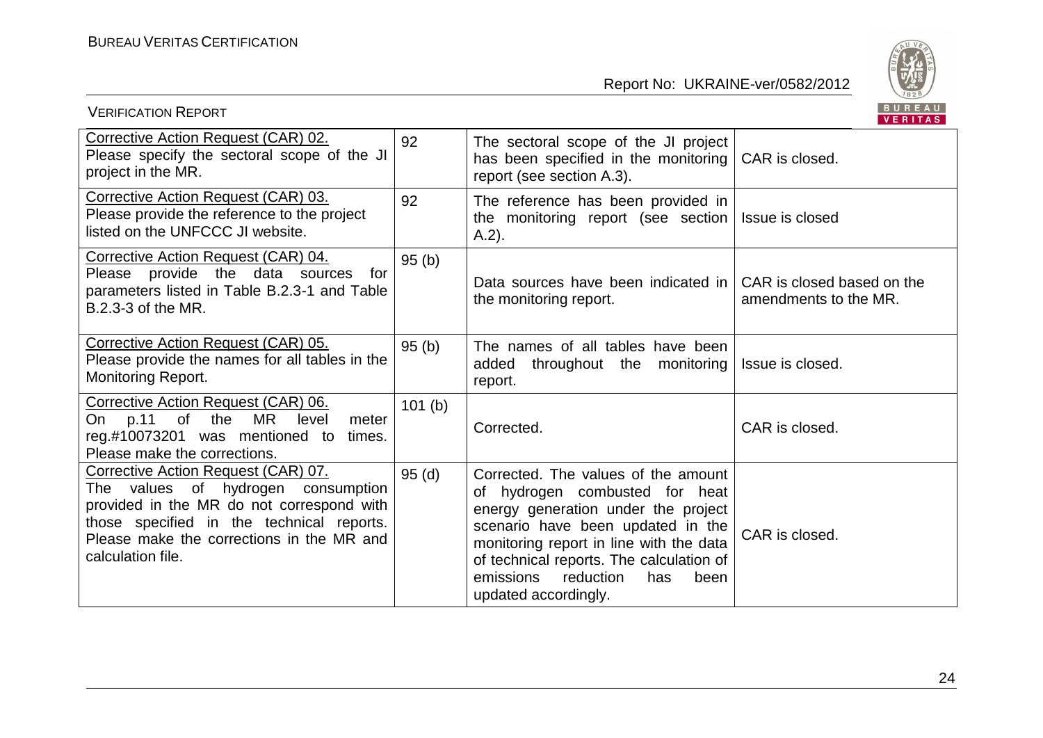| Corrective Action Request (CAR) 02. Please specify the sectoral scope of the JI project in the MR. | 92 | The sectoral scope of the JI project has been specified in the monitoring report (see section A.3). | CAR is closed. |
|---|---|---|---|
| Corrective Action Request (CAR) 03. Please provide the reference to the project listed on the UNFCCC JI website. | 92 | The reference has been provided in the monitoring report (see section A.2). | Issue is closed |
| Corrective Action Request (CAR) 04. Please provide the data sources for parameters listed in Table B.2.3-1 and Table B.2.3-3 of the MR. | 95 (b) | Data sources have been indicated in the monitoring report. | CAR is closed based on the amendments to the MR. |
| Corrective Action Request (CAR) 05. Please provide the names for all tables in the Monitoring Report. | 95 (b) | The names of all tables have been added throughout the monitoring report. | Issue is closed. |
| Corrective Action Request (CAR) 06. On p.11 of the MR level meter reg.#10073201 was mentioned to times. Please make the corrections. | 101 (b) | Corrected. | CAR is closed. |
| Corrective Action Request (CAR) 07. The values of hydrogen consumption provided in the MR do not correspond with those specified in the technical reports. Please make the corrections in the MR and calculation file. | 95 (d) | Corrected. The values of the amount of hydrogen combusted for heat energy generation under the project scenario have been updated in the monitoring report in line with the data of technical reports. The calculation of emissions reduction has been updated accordingly. | CAR is closed. |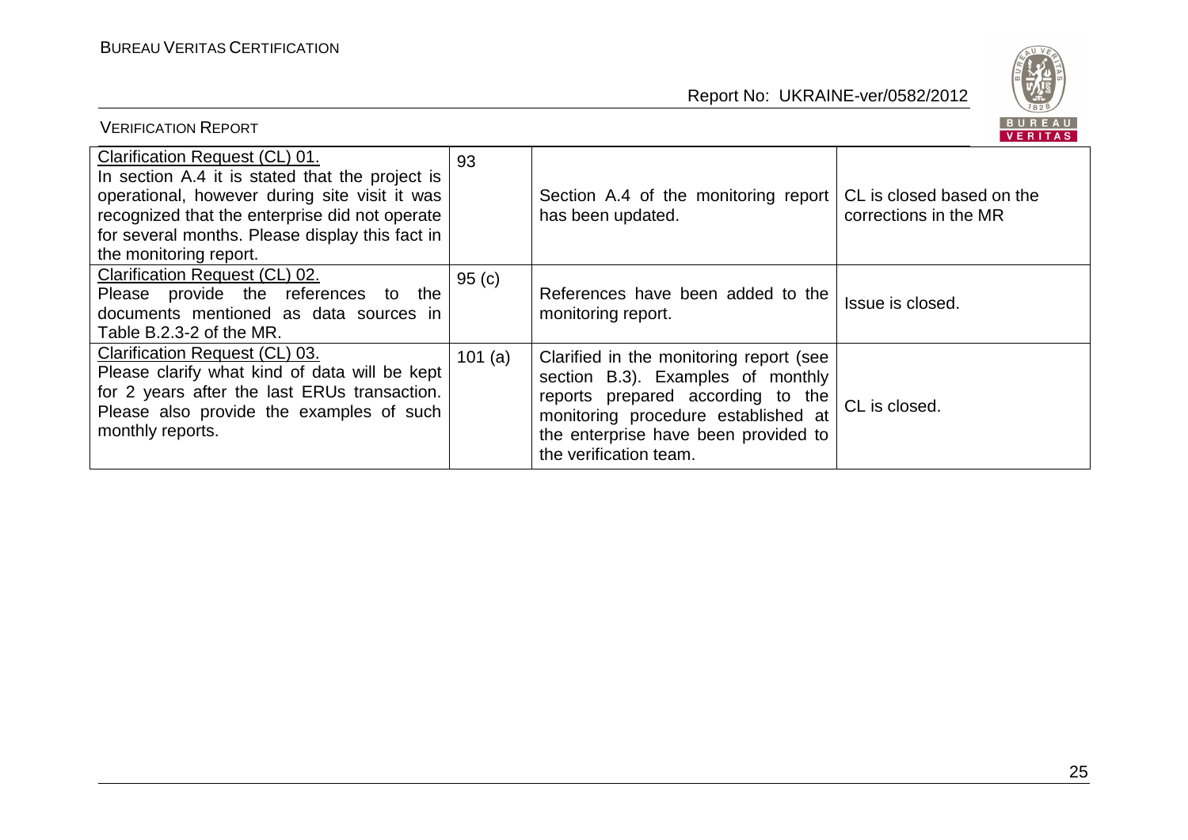| | | | |
|---|---|---|---|
| Clarification Request (CL) 01. In section A.4 it is stated that the project is operational, however during site visit it was recognized that the enterprise did not operate for several months. Please display this fact in the monitoring report. | 93 | Section A.4 of the monitoring report has been updated. | CL is closed based on the corrections in the MR |
| Clarification Request (CL) 02. Please provide the references to the documents mentioned as data sources in Table B.2.3-2 of the MR. | 95 (c) | References have been added to the monitoring report. | Issue is closed. |
| Clarification Request (CL) 03. Please clarify what kind of data will be kept for 2 years after the last ERUs transaction. Please also provide the examples of such monthly reports. | 101 (a) | Clarified in the monitoring report (see section B.3). Examples of monthly reports prepared according to the monitoring procedure established at the enterprise have been provided to the verification team. | CL is closed. |